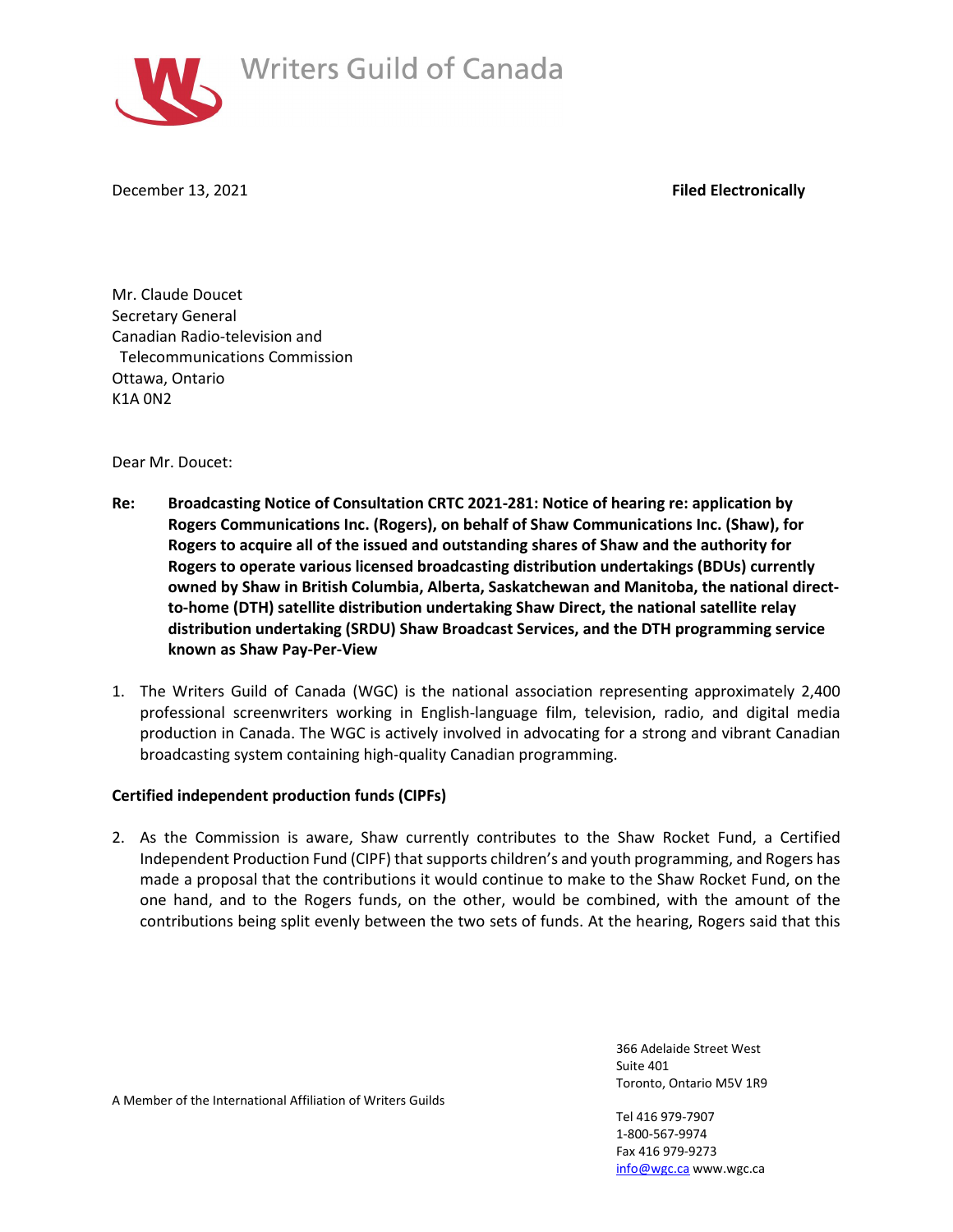# Writers Guild of Canada

December 13, 2021 **Filed Electronically**

Mr. Claude Doucet
Secretary General
Canadian Radio-television and
Telecommunications Commission
Ottawa, Ontario
K1A 0N2

Dear Mr. Doucet:

**Re: Broadcasting Notice of Consultation CRTC 2021-281: Notice of hearing re: application by Rogers Communications Inc. (Rogers), on behalf of Shaw Communications Inc. (Shaw), for Rogers to acquire all of the issued and outstanding shares of Shaw and the authority for Rogers to operate various licensed broadcasting distribution undertakings (BDUs) currently owned by Shaw in British Columbia, Alberta, Saskatchewan and Manitoba, the national direct-to-home (DTH) satellite distribution undertaking Shaw Direct, the national satellite relay distribution undertaking (SRDU) Shaw Broadcast Services, and the DTH programming service known as Shaw Pay-Per-View**

1. The Writers Guild of Canada (WGC) is the national association representing approximately 2,400 professional screenwriters working in English-language film, television, radio, and digital media production in Canada. The WGC is actively involved in advocating for a strong and vibrant Canadian broadcasting system containing high-quality Canadian programming.

**Certified independent production funds (CIPFs)**

2. As the Commission is aware, Shaw currently contributes to the Shaw Rocket Fund, a Certified Independent Production Fund (CIPF) that supports children's and youth programming, and Rogers has made a proposal that the contributions it would continue to make to the Shaw Rocket Fund, on the one hand, and to the Rogers funds, on the other, would be combined, with the amount of the contributions being split evenly between the two sets of funds. At the hearing, Rogers said that this

A Member of the International Affiliation of Writers Guilds

366 Adelaide Street West
Suite 401
Toronto, Ontario M5V 1R9

Tel 416 979-7907
1-800-567-9974
Fax 416 979-9273
info@wgc.ca www.wgc.ca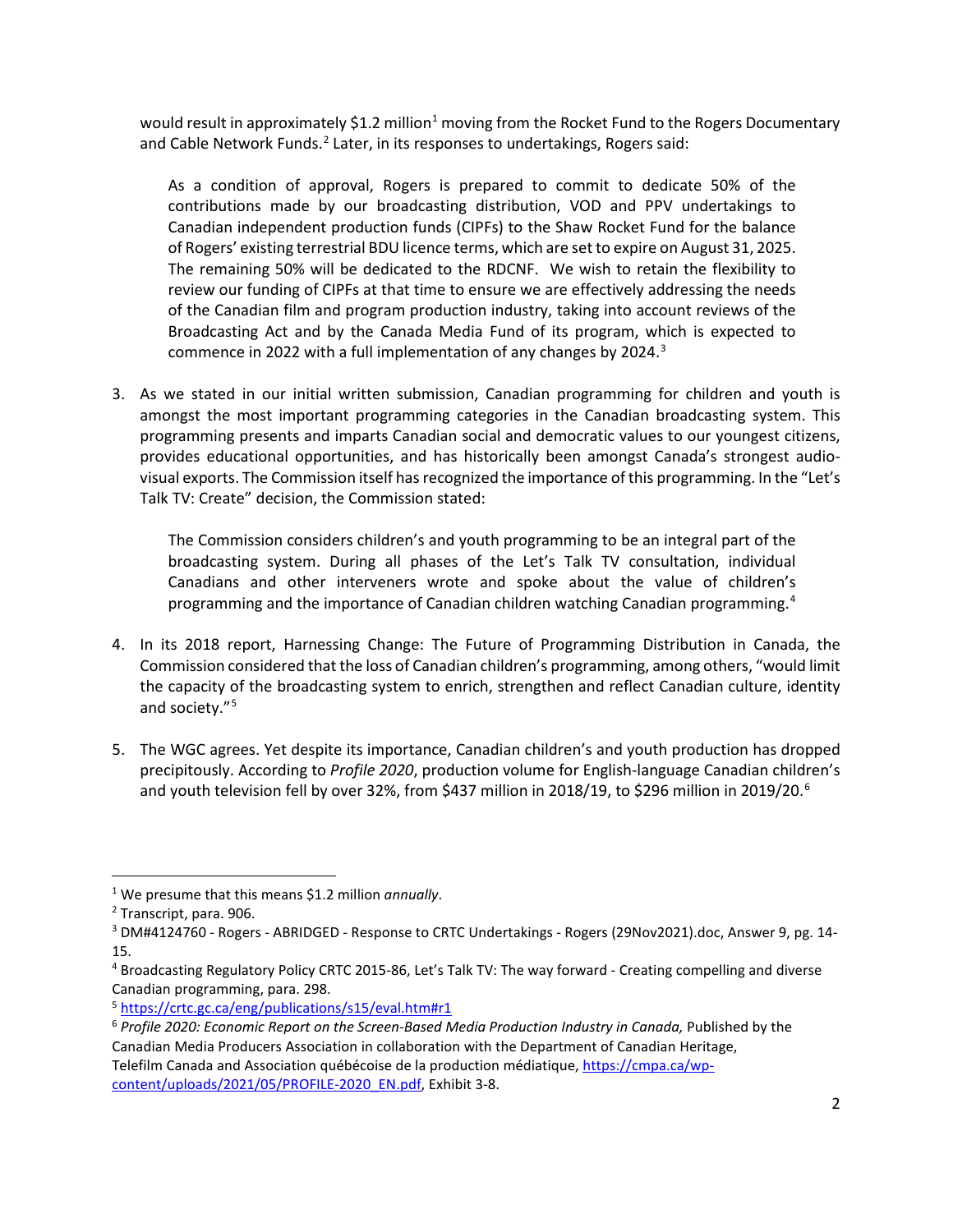would result in approximately $1.2 million[1] moving from the Rocket Fund to the Rogers Documentary and Cable Network Funds.[2] Later, in its responses to undertakings, Rogers said:

> As a condition of approval, Rogers is prepared to commit to dedicate 50% of the contributions made by our broadcasting distribution, VOD and PPV undertakings to Canadian independent production funds (CIPFs) to the Shaw Rocket Fund for the balance of Rogers' existing terrestrial BDU licence terms, which are set to expire on August 31, 2025. The remaining 50% will be dedicated to the RDCNF. We wish to retain the flexibility to review our funding of CIPFs at that time to ensure we are effectively addressing the needs of the Canadian film and program production industry, taking into account reviews of the Broadcasting Act and by the Canada Media Fund of its program, which is expected to commence in 2022 with a full implementation of any changes by 2024.[3]

3. As we stated in our initial written submission, Canadian programming for children and youth is amongst the most important programming categories in the Canadian broadcasting system. This programming presents and imparts Canadian social and democratic values to our youngest citizens, provides educational opportunities, and has historically been amongst Canada's strongest audio-visual exports. The Commission itself has recognized the importance of this programming. In the "Let's Talk TV: Create" decision, the Commission stated:

> The Commission considers children's and youth programming to be an integral part of the broadcasting system. During all phases of the Let's Talk TV consultation, individual Canadians and other interveners wrote and spoke about the value of children's programming and the importance of Canadian children watching Canadian programming.[4]

4. In its 2018 report, Harnessing Change: The Future of Programming Distribution in Canada, the Commission considered that the loss of Canadian children's programming, among others, "would limit the capacity of the broadcasting system to enrich, strengthen and reflect Canadian culture, identity and society."[5]

5. The WGC agrees. Yet despite its importance, Canadian children's and youth production has dropped precipitously. According to *Profile 2020*, production volume for English-language Canadian children's and youth television fell by over 32%, from $437 million in 2018/19, to $296 million in 2019/20.[6]

---

[1] We presume that this means $1.2 million *annually*.

[2] Transcript, para. 906.

[3] DM#4124760 - Rogers - ABRIDGED - Response to CRTC Undertakings - Rogers (29Nov2021).doc, Answer 9, pg. 14-15.

[4] Broadcasting Regulatory Policy CRTC 2015-86, Let's Talk TV: The way forward - Creating compelling and diverse Canadian programming, para. 298.

[5] https://crtc.gc.ca/eng/publications/s15/eval.htm#r1

[6] *Profile 2020: Economic Report on the Screen-Based Media Production Industry in Canada,* Published by the Canadian Media Producers Association in collaboration with the Department of Canadian Heritage, Telefilm Canada and Association québécoise de la production médiatique, https://cmpa.ca/wp-content/uploads/2021/05/PROFILE-2020_EN.pdf, Exhibit 3-8.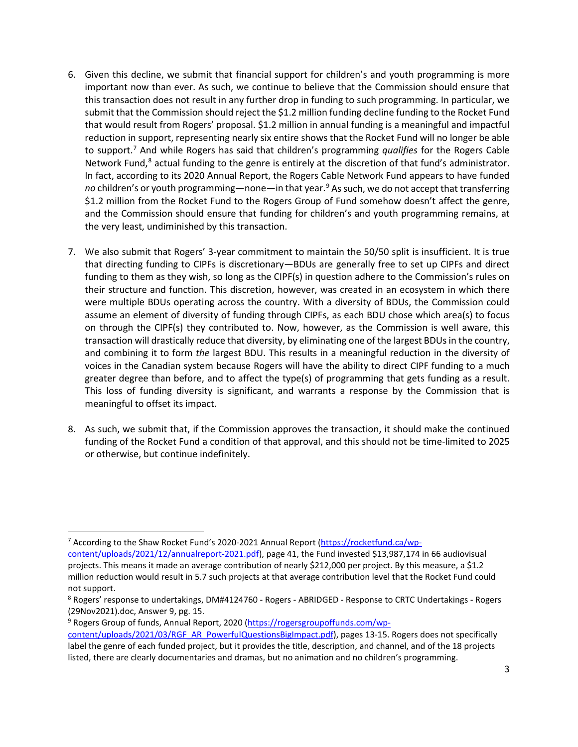6. Given this decline, we submit that financial support for children's and youth programming is more important now than ever. As such, we continue to believe that the Commission should ensure that this transaction does not result in any further drop in funding to such programming. In particular, we submit that the Commission should reject the $1.2 million funding decline funding to the Rocket Fund that would result from Rogers' proposal. $1.2 million in annual funding is a meaningful and impactful reduction in support, representing nearly six entire shows that the Rocket Fund will no longer be able to support.[7] And while Rogers has said that children's programming *qualifies* for the Rogers Cable Network Fund,[8] actual funding to the genre is entirely at the discretion of that fund's administrator. In fact, according to its 2020 Annual Report, the Rogers Cable Network Fund appears to have funded *no* children's or youth programming—none—in that year.[9] As such, we do not accept that transferring $1.2 million from the Rocket Fund to the Rogers Group of Fund somehow doesn't affect the genre, and the Commission should ensure that funding for children's and youth programming remains, at the very least, undiminished by this transaction.

7. We also submit that Rogers' 3-year commitment to maintain the 50/50 split is insufficient. It is true that directing funding to CIPFs is discretionary—BDUs are generally free to set up CIPFs and direct funding to them as they wish, so long as the CIPF(s) in question adhere to the Commission's rules on their structure and function. This discretion, however, was created in an ecosystem in which there were multiple BDUs operating across the country. With a diversity of BDUs, the Commission could assume an element of diversity of funding through CIPFs, as each BDU chose which area(s) to focus on through the CIPF(s) they contributed to. Now, however, as the Commission is well aware, this transaction will drastically reduce that diversity, by eliminating one of the largest BDUs in the country, and combining it to form *the* largest BDU. This results in a meaningful reduction in the diversity of voices in the Canadian system because Rogers will have the ability to direct CIPF funding to a much greater degree than before, and to affect the type(s) of programming that gets funding as a result. This loss of funding diversity is significant, and warrants a response by the Commission that is meaningful to offset its impact.

8. As such, we submit that, if the Commission approves the transaction, it should make the continued funding of the Rocket Fund a condition of that approval, and this should not be time-limited to 2025 or otherwise, but continue indefinitely.

---

[7] According to the Shaw Rocket Fund's 2020-2021 Annual Report (https://rocketfund.ca/wp-content/uploads/2021/12/annualreport-2021.pdf), page 41, the Fund invested $13,987,174 in 66 audiovisual projects. This means it made an average contribution of nearly $212,000 per project. By this measure, a $1.2 million reduction would result in 5.7 such projects at that average contribution level that the Rocket Fund could not support.

[8] Rogers' response to undertakings, DM#4124760 - Rogers - ABRIDGED - Response to CRTC Undertakings - Rogers (29Nov2021).doc, Answer 9, pg. 15.

[9] Rogers Group of funds, Annual Report, 2020 (https://rogersgroupoffunds.com/wp-content/uploads/2021/03/RGF_AR_PowerfulQuestionsBigImpact.pdf), pages 13-15. Rogers does not specifically label the genre of each funded project, but it provides the title, description, and channel, and of the 18 projects listed, there are clearly documentaries and dramas, but no animation and no children's programming.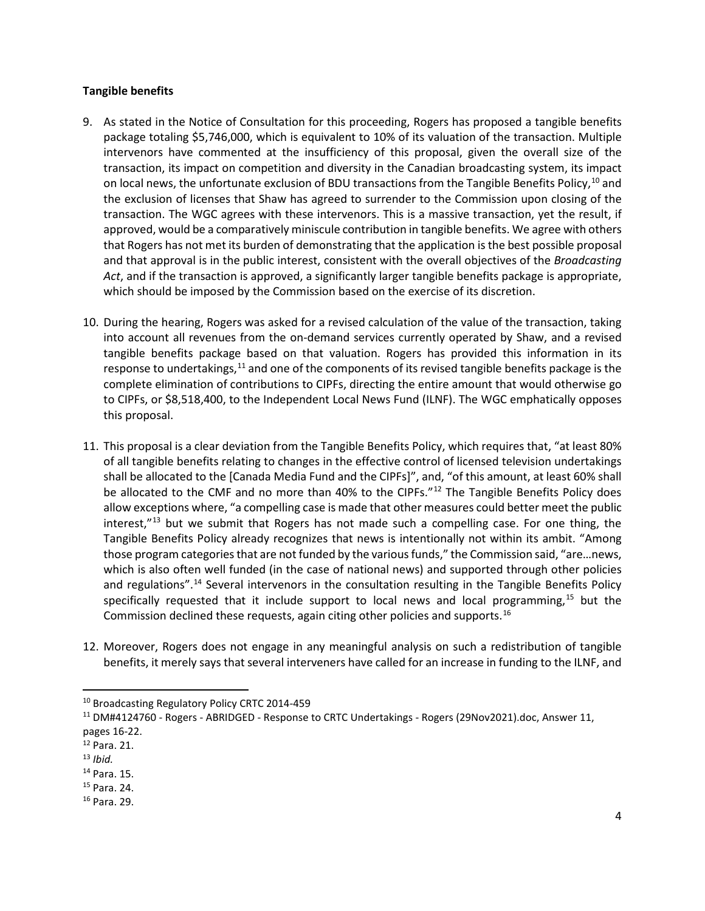**Tangible benefits**

9. As stated in the Notice of Consultation for this proceeding, Rogers has proposed a tangible benefits package totaling $5,746,000, which is equivalent to 10% of its valuation of the transaction. Multiple intervenors have commented at the insufficiency of this proposal, given the overall size of the transaction, its impact on competition and diversity in the Canadian broadcasting system, its impact on local news, the unfortunate exclusion of BDU transactions from the Tangible Benefits Policy,[10] and the exclusion of licenses that Shaw has agreed to surrender to the Commission upon closing of the transaction. The WGC agrees with these intervenors. This is a massive transaction, yet the result, if approved, would be a comparatively miniscule contribution in tangible benefits. We agree with others that Rogers has not met its burden of demonstrating that the application is the best possible proposal and that approval is in the public interest, consistent with the overall objectives of the *Broadcasting Act*, and if the transaction is approved, a significantly larger tangible benefits package is appropriate, which should be imposed by the Commission based on the exercise of its discretion.

10. During the hearing, Rogers was asked for a revised calculation of the value of the transaction, taking into account all revenues from the on-demand services currently operated by Shaw, and a revised tangible benefits package based on that valuation. Rogers has provided this information in its response to undertakings,[11] and one of the components of its revised tangible benefits package is the complete elimination of contributions to CIPFs, directing the entire amount that would otherwise go to CIPFs, or $8,518,400, to the Independent Local News Fund (ILNF). The WGC emphatically opposes this proposal.

11. This proposal is a clear deviation from the Tangible Benefits Policy, which requires that, "at least 80% of all tangible benefits relating to changes in the effective control of licensed television undertakings shall be allocated to the [Canada Media Fund and the CIPFs]", and, "of this amount, at least 60% shall be allocated to the CMF and no more than 40% to the CIPFs."[12] The Tangible Benefits Policy does allow exceptions where, "a compelling case is made that other measures could better meet the public interest,"[13] but we submit that Rogers has not made such a compelling case. For one thing, the Tangible Benefits Policy already recognizes that news is intentionally not within its ambit. "Among those program categories that are not funded by the various funds," the Commission said, "are…news, which is also often well funded (in the case of national news) and supported through other policies and regulations".[14] Several intervenors in the consultation resulting in the Tangible Benefits Policy specifically requested that it include support to local news and local programming,[15] but the Commission declined these requests, again citing other policies and supports.[16]

12. Moreover, Rogers does not engage in any meaningful analysis on such a redistribution of tangible benefits, it merely says that several interveners have called for an increase in funding to the ILNF, and

---

[10] Broadcasting Regulatory Policy CRTC 2014-459

[11] DM#4124760 - Rogers - ABRIDGED - Response to CRTC Undertakings - Rogers (29Nov2021).doc, Answer 11, pages 16-22.

[12] Para. 21.

[13] *Ibid.*

[14] Para. 15.

[15] Para. 24.

[16] Para. 29.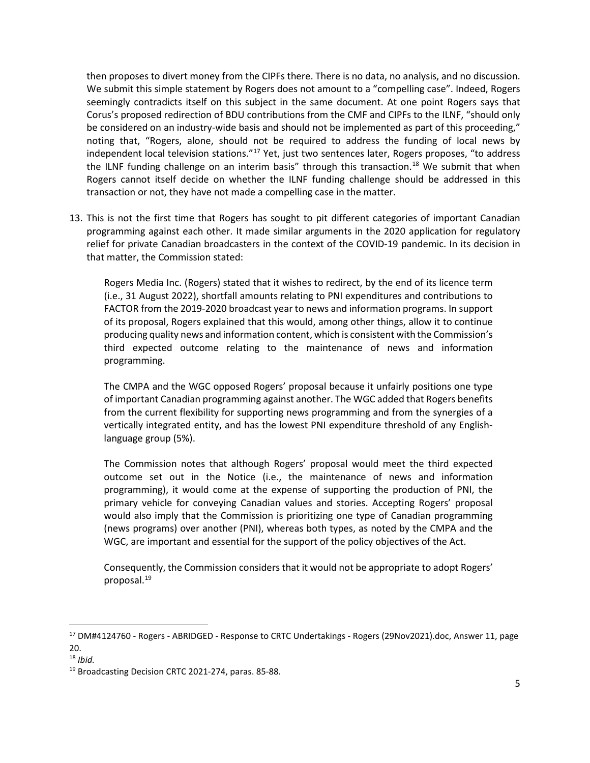then proposes to divert money from the CIPFs there. There is no data, no analysis, and no discussion. We submit this simple statement by Rogers does not amount to a "compelling case". Indeed, Rogers seemingly contradicts itself on this subject in the same document. At one point Rogers says that Corus's proposed redirection of BDU contributions from the CMF and CIPFs to the ILNF, "should only be considered on an industry-wide basis and should not be implemented as part of this proceeding," noting that, "Rogers, alone, should not be required to address the funding of local news by independent local television stations."[17] Yet, just two sentences later, Rogers proposes, "to address the ILNF funding challenge on an interim basis" through this transaction.[18] We submit that when Rogers cannot itself decide on whether the ILNF funding challenge should be addressed in this transaction or not, they have not made a compelling case in the matter.

13. This is not the first time that Rogers has sought to pit different categories of important Canadian programming against each other. It made similar arguments in the 2020 application for regulatory relief for private Canadian broadcasters in the context of the COVID-19 pandemic. In its decision in that matter, the Commission stated:

    Rogers Media Inc. (Rogers) stated that it wishes to redirect, by the end of its licence term (i.e., 31 August 2022), shortfall amounts relating to PNI expenditures and contributions to FACTOR from the 2019-2020 broadcast year to news and information programs. In support of its proposal, Rogers explained that this would, among other things, allow it to continue producing quality news and information content, which is consistent with the Commission's third expected outcome relating to the maintenance of news and information programming.

    The CMPA and the WGC opposed Rogers' proposal because it unfairly positions one type of important Canadian programming against another. The WGC added that Rogers benefits from the current flexibility for supporting news programming and from the synergies of a vertically integrated entity, and has the lowest PNI expenditure threshold of any English-language group (5%).

    The Commission notes that although Rogers' proposal would meet the third expected outcome set out in the Notice (i.e., the maintenance of news and information programming), it would come at the expense of supporting the production of PNI, the primary vehicle for conveying Canadian values and stories. Accepting Rogers' proposal would also imply that the Commission is prioritizing one type of Canadian programming (news programs) over another (PNI), whereas both types, as noted by the CMPA and the WGC, are important and essential for the support of the policy objectives of the Act.

    Consequently, the Commission considers that it would not be appropriate to adopt Rogers' proposal.[19]

---

[17] DM#4124760 - Rogers - ABRIDGED - Response to CRTC Undertakings - Rogers (29Nov2021).doc, Answer 11, page 20.

[18] *Ibid.*

[19] Broadcasting Decision CRTC 2021-274, paras. 85-88.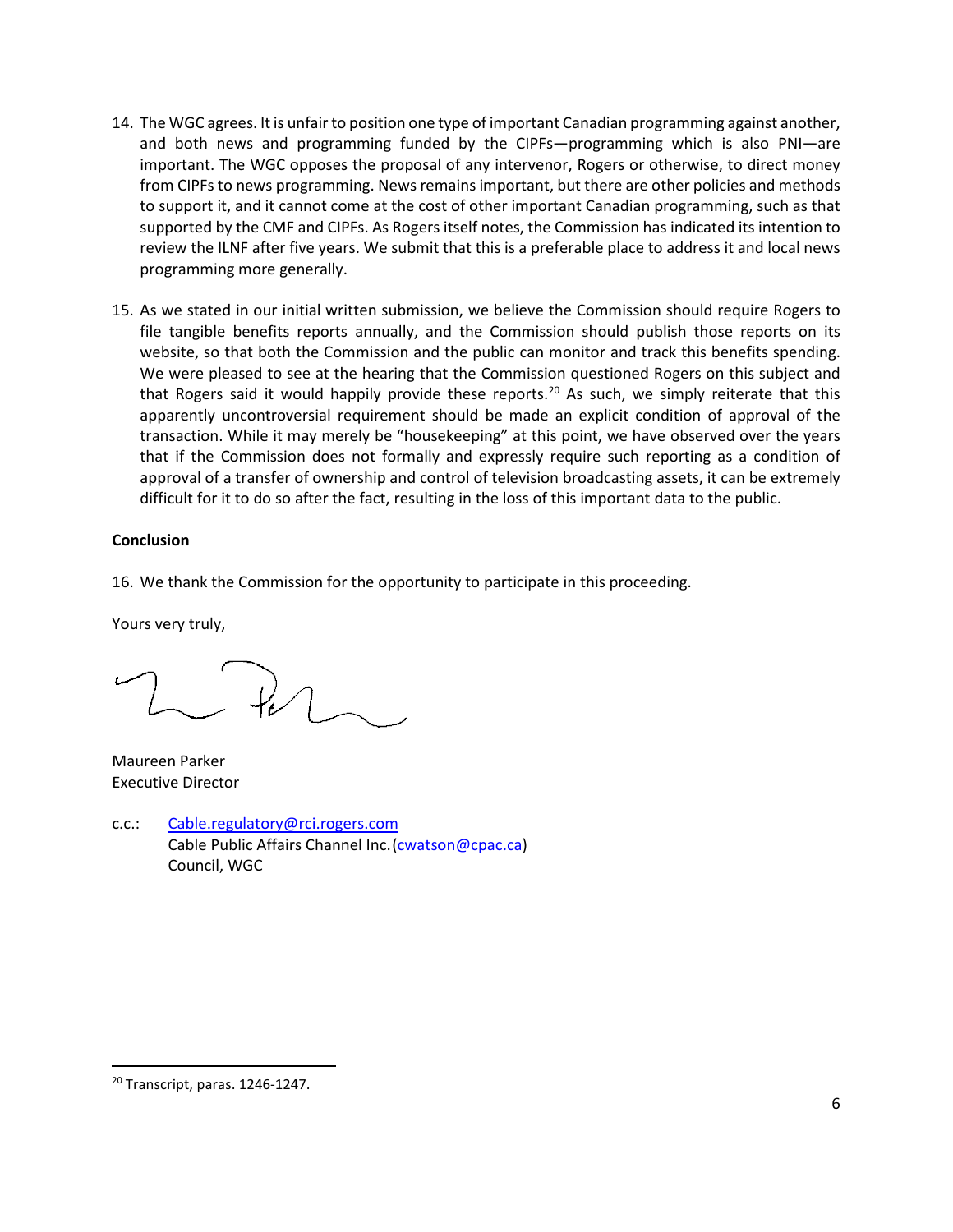14. The WGC agrees. It is unfair to position one type of important Canadian programming against another, and both news and programming funded by the CIPFs—programming which is also PNI—are important. The WGC opposes the proposal of any intervenor, Rogers or otherwise, to direct money from CIPFs to news programming. News remains important, but there are other policies and methods to support it, and it cannot come at the cost of other important Canadian programming, such as that supported by the CMF and CIPFs. As Rogers itself notes, the Commission has indicated its intention to review the ILNF after five years. We submit that this is a preferable place to address it and local news programming more generally.

15. As we stated in our initial written submission, we believe the Commission should require Rogers to file tangible benefits reports annually, and the Commission should publish those reports on its website, so that both the Commission and the public can monitor and track this benefits spending. We were pleased to see at the hearing that the Commission questioned Rogers on this subject and that Rogers said it would happily provide these reports.[20] As such, we simply reiterate that this apparently uncontroversial requirement should be made an explicit condition of approval of the transaction. While it may merely be "housekeeping" at this point, we have observed over the years that if the Commission does not formally and expressly require such reporting as a condition of approval of a transfer of ownership and control of television broadcasting assets, it can be extremely difficult for it to do so after the fact, resulting in the loss of this important data to the public.

**Conclusion**

16. We thank the Commission for the opportunity to participate in this proceeding.

Yours very truly,

Maureen Parker
Executive Director

c.c.: Cable.regulatory@rci.rogers.com
Cable Public Affairs Channel Inc. (cwatson@cpac.ca)
Council, WGC

[20] Transcript, paras. 1246-1247.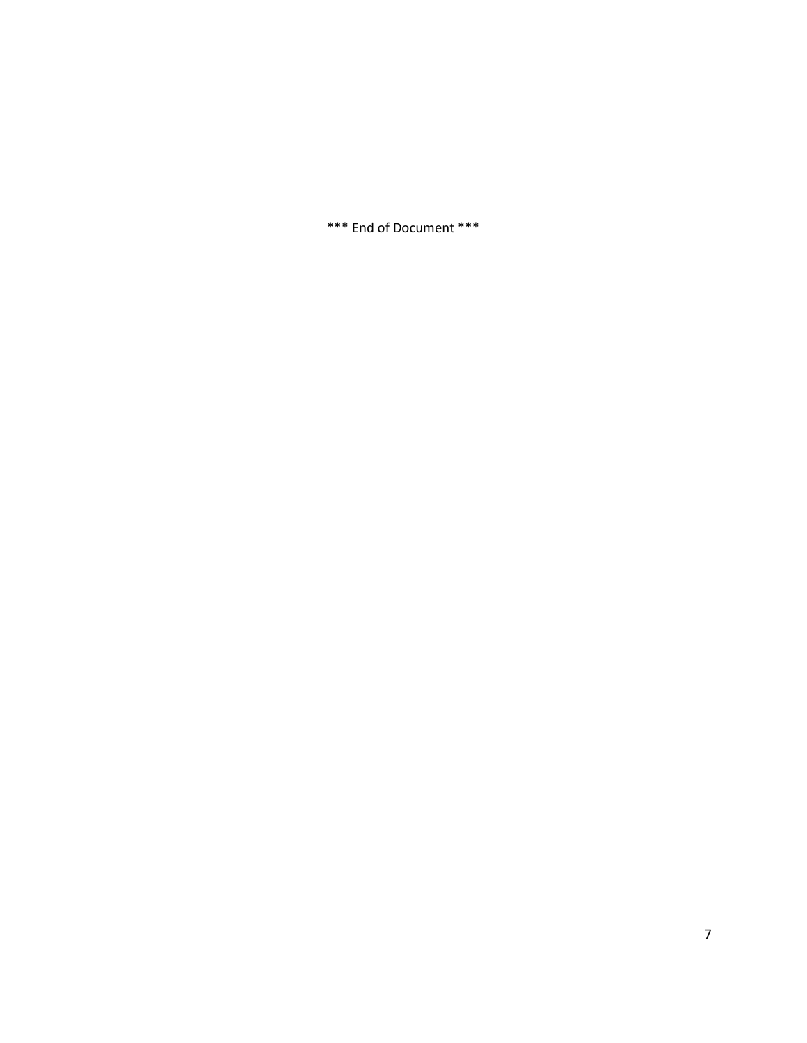*** End of Document ***